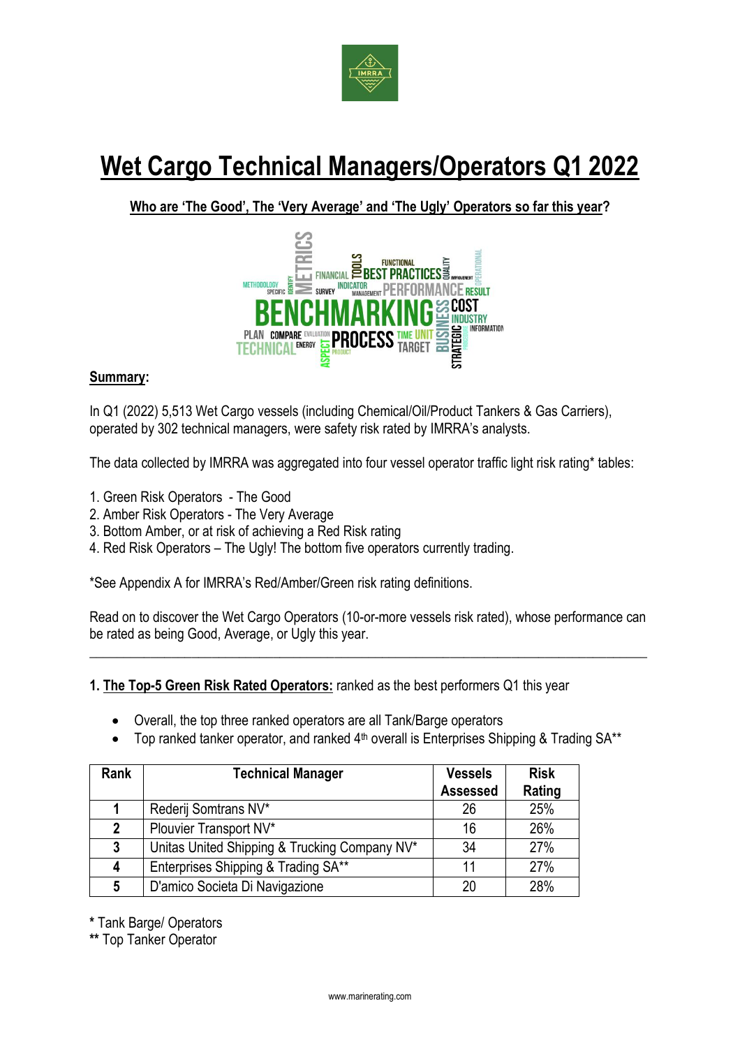# Wet Cargo Technical Managers/Operators Q1 2022

**Who are 'The Good', The 'Very Average' and 'The Ugly' Operators so far this year?**

**Summary:**

In Q1 (2022) 5,513 Wet Cargo vessels (including Chemical/Oil/Product Tankers & Gas Carriers), operated by 302 technical managers, were safety risk rated by IMRRA's analysts.

The data collected by IMRRA was aggregated into four vessel operator traffic light risk rating* tables:

1. Green Risk Operators - The Good
2. Amber Risk Operators - The Very Average
3. Bottom Amber, or at risk of achieving a Red Risk rating
4. Red Risk Operators – The Ugly! The bottom five operators currently trading.

*See Appendix A for IMRRA's Red/Amber/Green risk rating definitions.

Read on to discover the Wet Cargo Operators (10-or-more vessels risk rated), whose performance can be rated as being Good, Average, or Ugly this year.

---

**1. The Top-5 Green Risk Rated Operators:** ranked as the best performers Q1 this year

- Overall, the top three ranked operators are all Tank/Barge operators
- Top ranked tanker operator, and ranked 4th overall is Enterprises Shipping & Trading SA**

| Rank | Technical Manager | Vessels Assessed | Risk Rating |
|---|---|---|---|
| **1** | Rederij Somtrans NV* | 26 | 25% |
| **2** | Plouvier Transport NV* | 16 | 26% |
| **3** | Unitas United Shipping & Trucking Company NV* | 34 | 27% |
| **4** | Enterprises Shipping & Trading SA** | 11 | 27% |
| **5** | D'amico Societa Di Navigazione | 20 | 28% |

**\*** Tank Barge/ Operators
**\*\*** Top Tanker Operator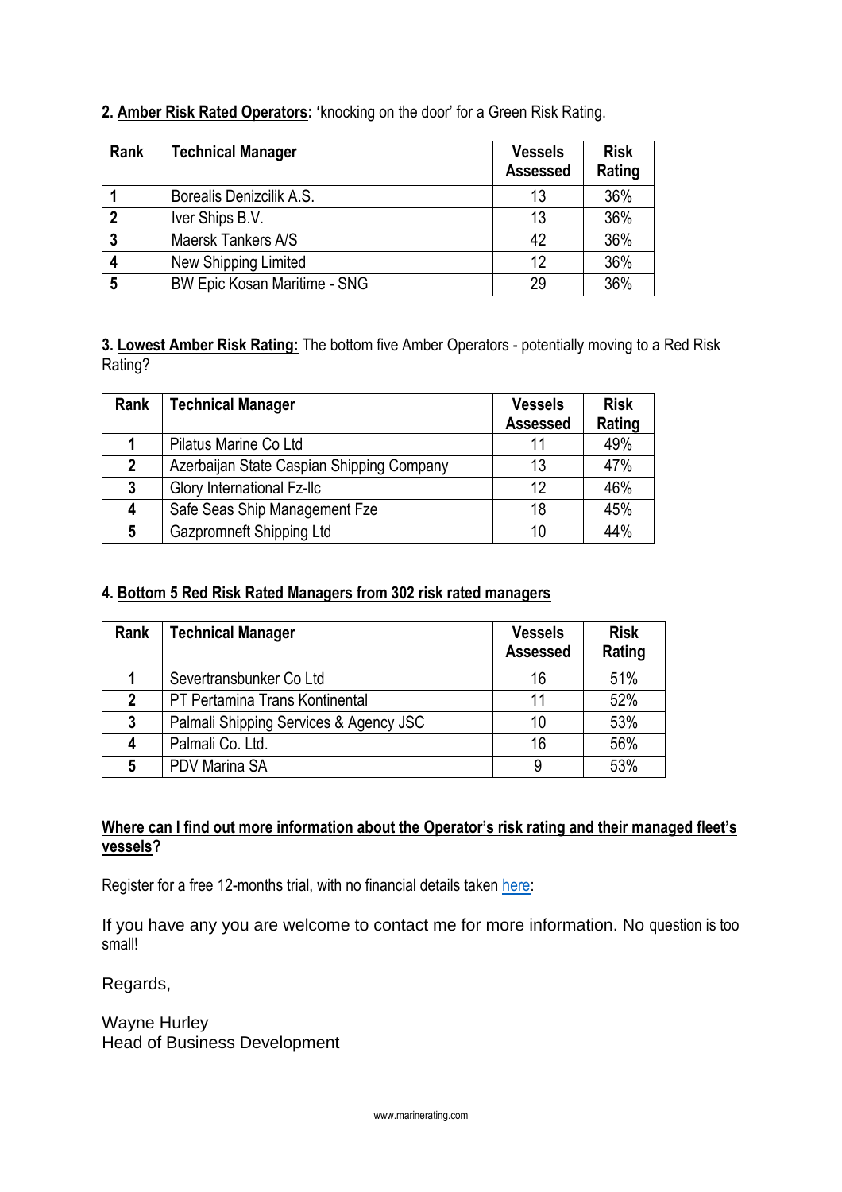**2. <u>Amber Risk Rated Operators</u>: '**knocking on the door' for a Green Risk Rating.

| Rank | Technical Manager | Vessels Assessed | Risk Rating |
|---|---|---|---|
| 1 | Borealis Denizcilik A.S. | 13 | 36% |
| 2 | Iver Ships B.V. | 13 | 36% |
| 3 | Maersk Tankers A/S | 42 | 36% |
| 4 | New Shipping Limited | 12 | 36% |
| 5 | BW Epic Kosan Maritime - SNG | 29 | 36% |

**3. <u>Lowest Amber Risk Rating:</u>** The bottom five Amber Operators - potentially moving to a Red Risk Rating?

| Rank | Technical Manager | Vessels Assessed | Risk Rating |
|---|---|---|---|
| 1 | Pilatus Marine Co Ltd | 11 | 49% |
| 2 | Azerbaijan State Caspian Shipping Company | 13 | 47% |
| 3 | Glory International Fz-llc | 12 | 46% |
| 4 | Safe Seas Ship Management Fze | 18 | 45% |
| 5 | Gazpromneft Shipping Ltd | 10 | 44% |

**4. <u>Bottom 5 Red Risk Rated Managers from 302 risk rated managers</u>**

| Rank | Technical Manager | Vessels Assessed | Risk Rating |
|---|---|---|---|
| 1 | Severtransbunker Co Ltd | 16 | 51% |
| 2 | PT Pertamina Trans Kontinental | 11 | 52% |
| 3 | Palmali Shipping Services & Agency JSC | 10 | 53% |
| 4 | Palmali Co. Ltd. | 16 | 56% |
| 5 | PDV Marina SA | 9 | 53% |

**<u>Where can I find out more information about the Operator's risk rating and their managed fleet's vessels</u>?**

Register for a free 12-months trial, with no financial details taken here:

If you have any you are welcome to contact me for more information. No question is too small!

Regards,

Wayne Hurley
Head of Business Development

www.marinerating.com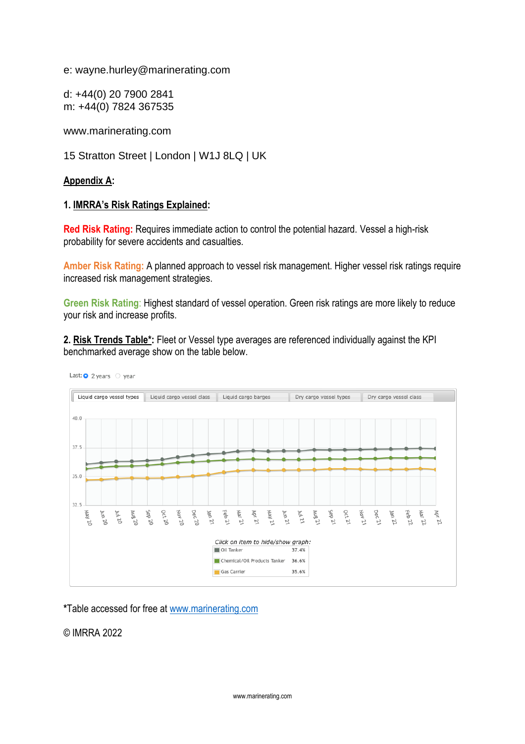e: wayne.hurley@marinerating.com

d: +44(0) 20 7900 2841
m: +44(0) 7824 367535

www.marinerating.com

15 Stratton Street | London | W1J 8LQ | UK

**Appendix A:**

**1. IMRRA's Risk Ratings Explained:**

**Red Risk Rating:** Requires immediate action to control the potential hazard. Vessel a high-risk probability for severe accidents and casualties.

**Amber Risk Rating:** A planned approach to vessel risk management. Higher vessel risk ratings require increased risk management strategies.

**Green Risk Rating**: Highest standard of vessel operation. Green risk ratings are more likely to reduce your risk and increase profits.

**2. Risk Trends Table*:** Fleet or Vessel type averages are referenced individually against the KPI benchmarked average show on the table below.

Last: 2 years year

Liquid cargo vessel types | Liquid cargo vessel class | Liquid cargo barges | Dry cargo vessel types | Dry cargo vessel class

40.0
37.5
35.0
32.5

May 20, Jun 20, Jul 20, Aug 20, Sep 20, Oct 20, Nov 20, Dec 20, Jan 21, Feb 21, Mar 21, Apr 21, May 21, Jun 21, Jul 21, Aug 21, Sep 21, Oct 21, Nov 21, Dec 21, Jan 22, Feb 22, Mar 22, Apr 22

*Click on item to hide/show graph:*

Oil Tanker 37.4%
Chemical/Oil Products Tanker 36.6%
Gas Carrier 35.6%

*Table accessed for free at www.marinerating.com

© IMRRA 2022